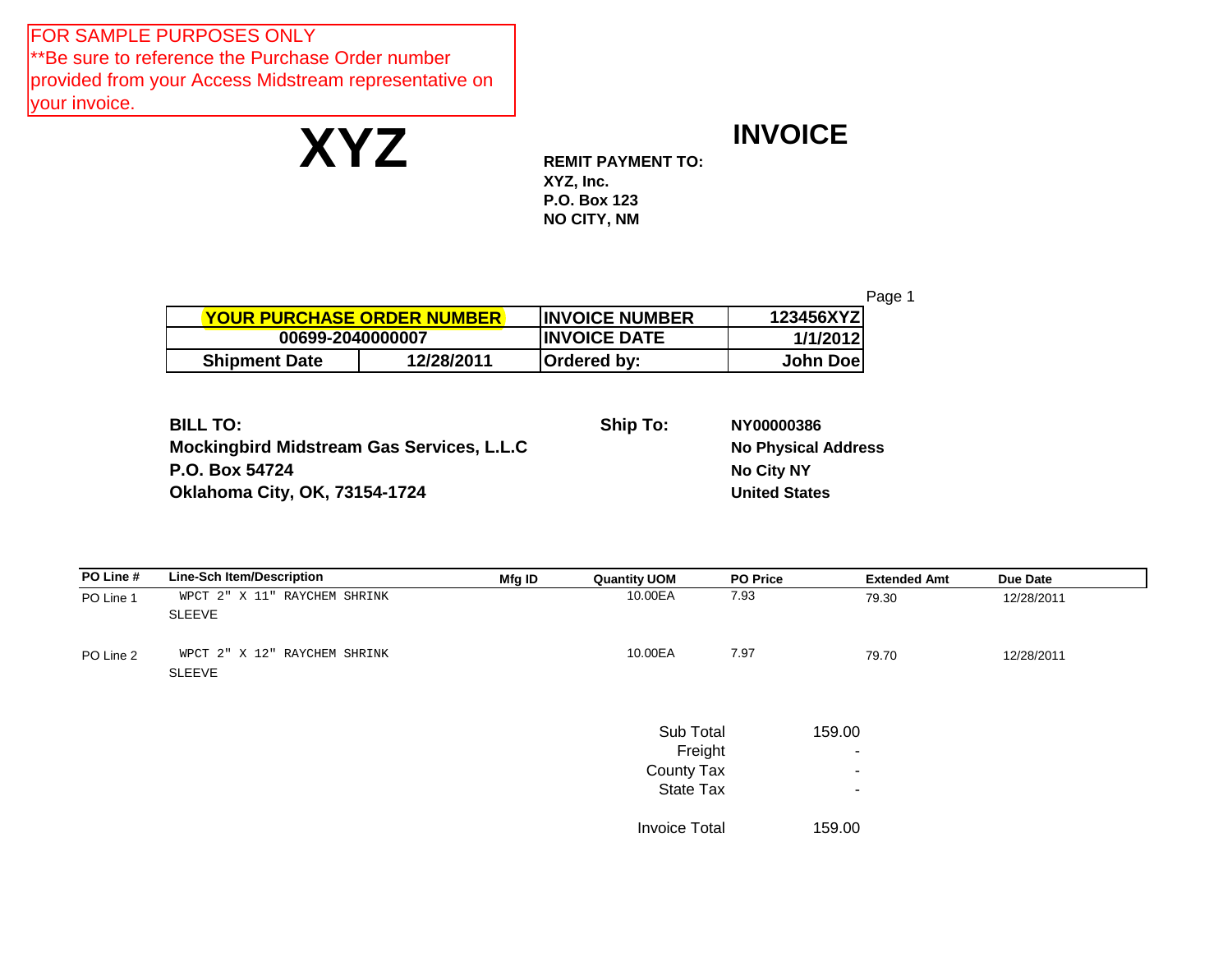FOR SAMPLE PURPOSES ONLY
**Be sure to reference the Purchase Order number provided from your Access Midstream representative on your invoice.

# XYZ

# INVOICE

**REMIT PAYMENT TO:**
**XYZ, Inc.**
**P.O. Box 123**
**NO CITY, NM**

| YOUR PURCHASE ORDER NUMBER | | INVOICE NUMBER | 123456XYZ |
|---|---|---|---|
| 00699-2040000007 | | INVOICE DATE | 1/1/2012 |
| Shipment Date | 12/28/2011 | Ordered by: | John Doe |

**BILL TO:**
**Mockingbird Midstream Gas Services, L.L.C**
**P.O. Box 54724**
**Oklahoma City, OK, 73154-1724**

**Ship To:**
**NY00000386**
**No Physical Address**
**No City NY**
**United States**

| PO Line # | Line-Sch Item/Description | Mfg ID | Quantity UOM | PO Price | Extended Amt | Due Date |
|---|---|---|---|---|---|---|
| PO Line 1 | WPCT 2" X 11" RAYCHEM SHRINK SLEEVE | | 10.00EA | 7.93 | 79.30 | 12/28/2011 |
| PO Line 2 | WPCT 2" X 12" RAYCHEM SHRINK SLEEVE | | 10.00EA | 7.97 | 79.70 | 12/28/2011 |

| | |
|---|---|
| Sub Total | 159.00 |
| Freight | - |
| County Tax | - |
| State Tax | - |
| Invoice Total | 159.00 |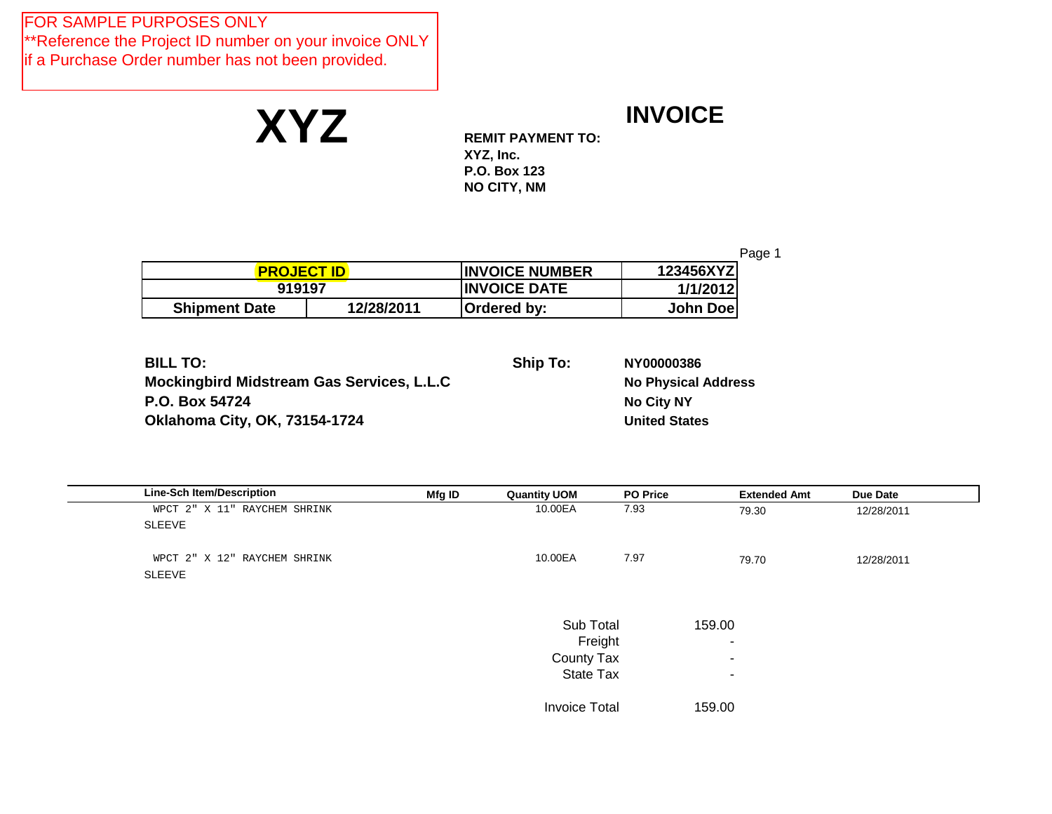FOR SAMPLE PURPOSES ONLY
**Reference the Project ID number on your invoice ONLY if a Purchase Order number has not been provided.

# XYZ

# INVOICE

**REMIT PAYMENT TO:**
**XYZ, Inc.**
**P.O. Box 123**
**NO CITY, NM**

| PROJECT ID | | INVOICE NUMBER | 123456XYZ |
|---|---|---|---|
| 919197 | | INVOICE DATE | 1/1/2012 |
| Shipment Date | 12/28/2011 | Ordered by: | John Doe |

**BILL TO:**
**Mockingbird Midstream Gas Services, L.L.C**
**P.O. Box 54724**
**Oklahoma City, OK, 73154-1724**

**Ship To:**
**NY00000386**
**No Physical Address**
**No City NY**
**United States**

| Line-Sch Item/Description | Mfg ID | Quantity UOM | PO Price | Extended Amt | Due Date |
|---|---|---|---|---|---|
| WPCT 2" X 11" RAYCHEM SHRINK SLEEVE | | 10.00EA | 7.93 | 79.30 | 12/28/2011 |
| WPCT 2" X 12" RAYCHEM SHRINK SLEEVE | | 10.00EA | 7.97 | 79.70 | 12/28/2011 |

| | |
|---|---|
| Sub Total | 159.00 |
| Freight | - |
| County Tax | - |
| State Tax | - |
| Invoice Total | 159.00 |